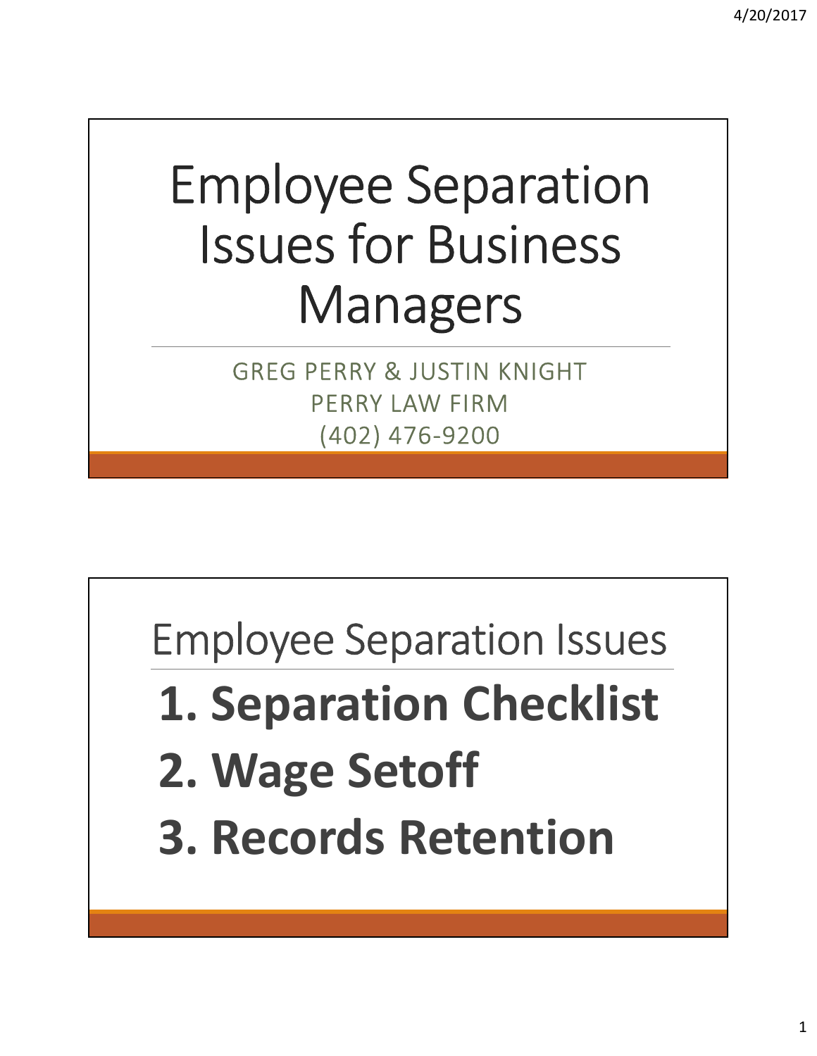# Employee Separation Issues for Business Managers

GREG PERRY & JUSTIN KNIGHT
PERRY LAW FIRM
(402) 476-9200

## Employee Separation Issues

**1. Separation Checklist**

**2. Wage Setoff**

**3. Records Retention**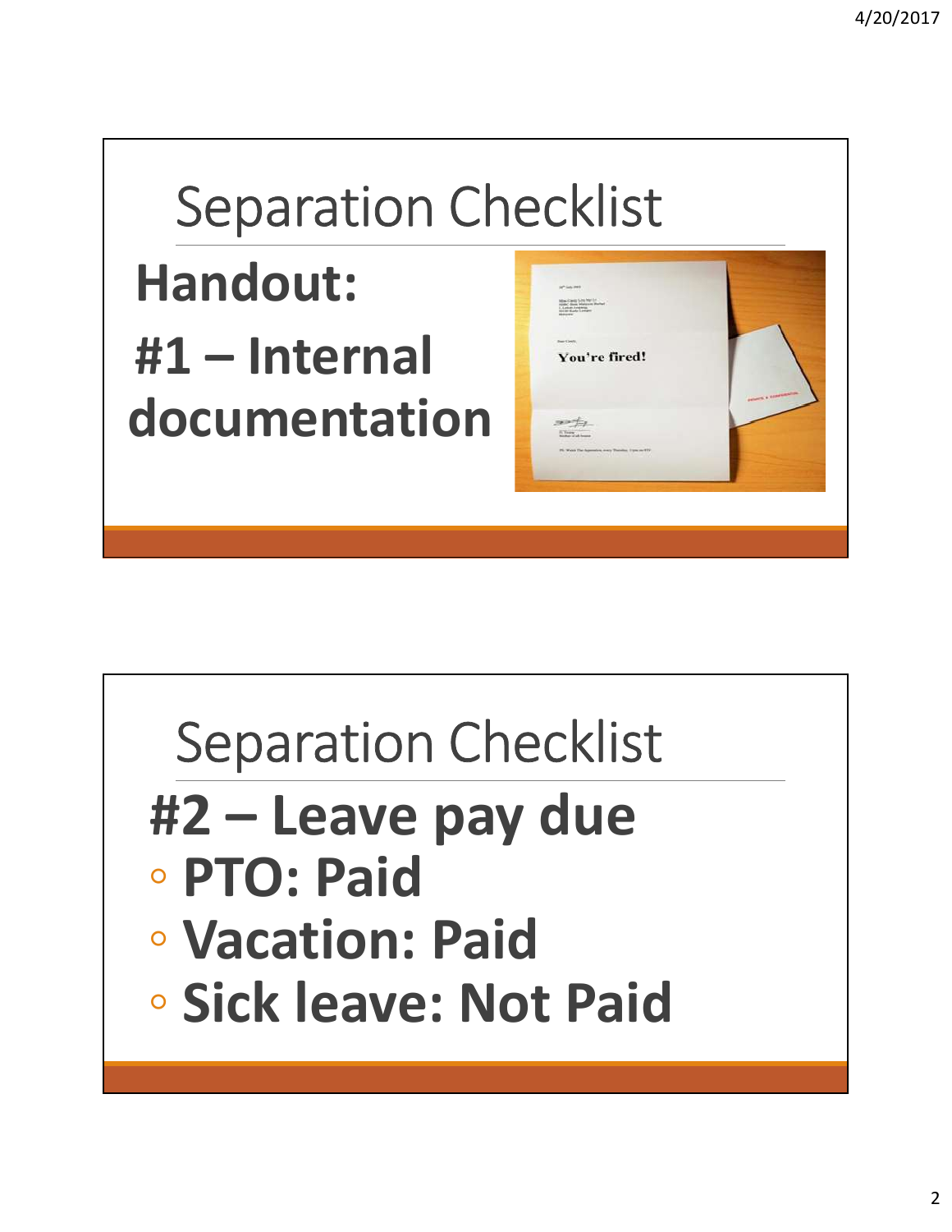## Separation Checklist

**Handout:**

**#1 – Internal documentation**

## Separation Checklist

**#2 – Leave pay due**

- **PTO: Paid**
- **Vacation: Paid**
- **Sick leave: Not Paid**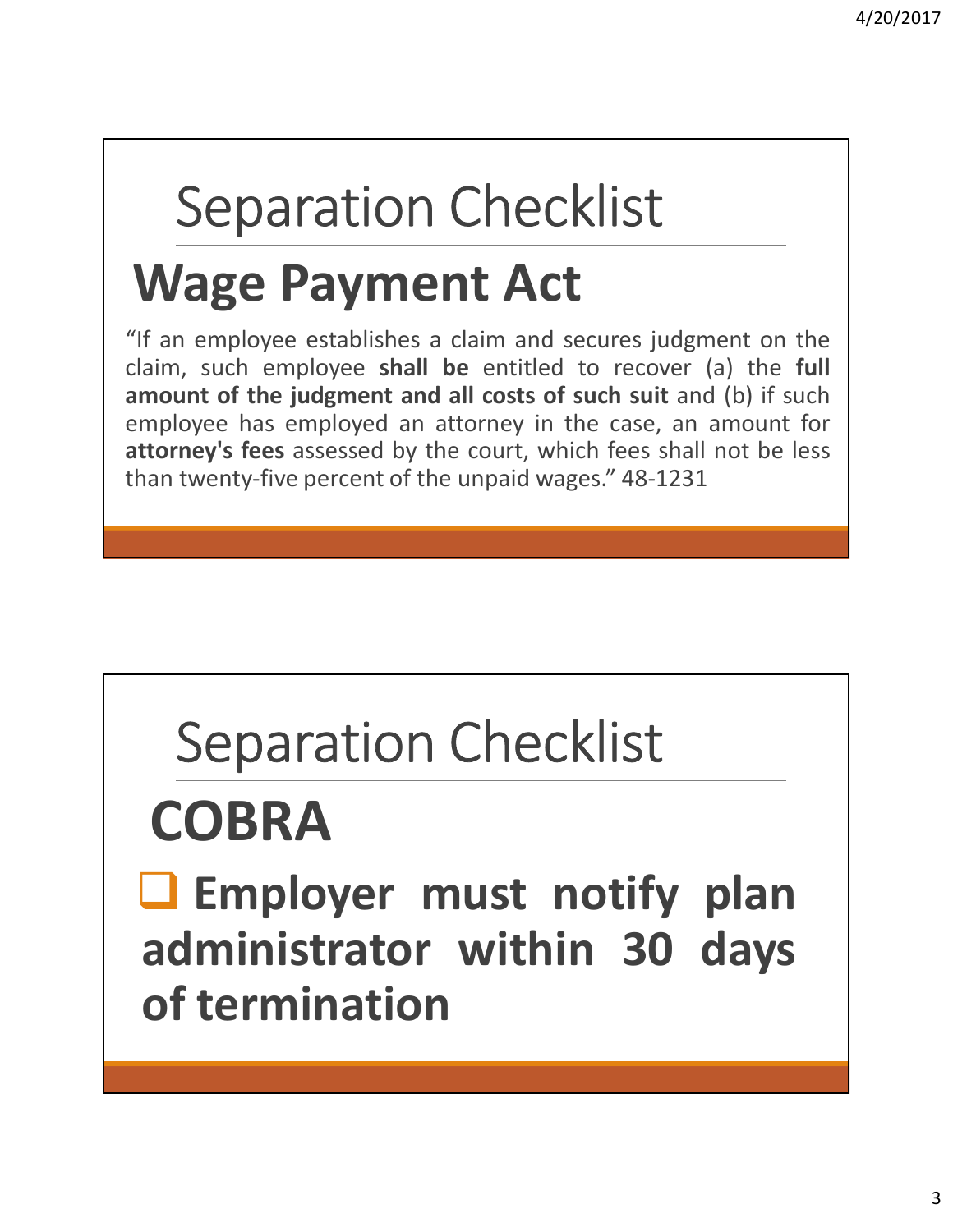# Separation Checklist

## Wage Payment Act

"If an employee establishes a claim and secures judgment on the claim, such employee **shall be** entitled to recover (a) the **full amount of the judgment and all costs of such suit** and (b) if such employee has employed an attorney in the case, an amount for **attorney's fees** assessed by the court, which fees shall not be less than twenty-five percent of the unpaid wages." 48-1231

# Separation Checklist

## COBRA

- **Employer must notify plan administrator within 30 days of termination**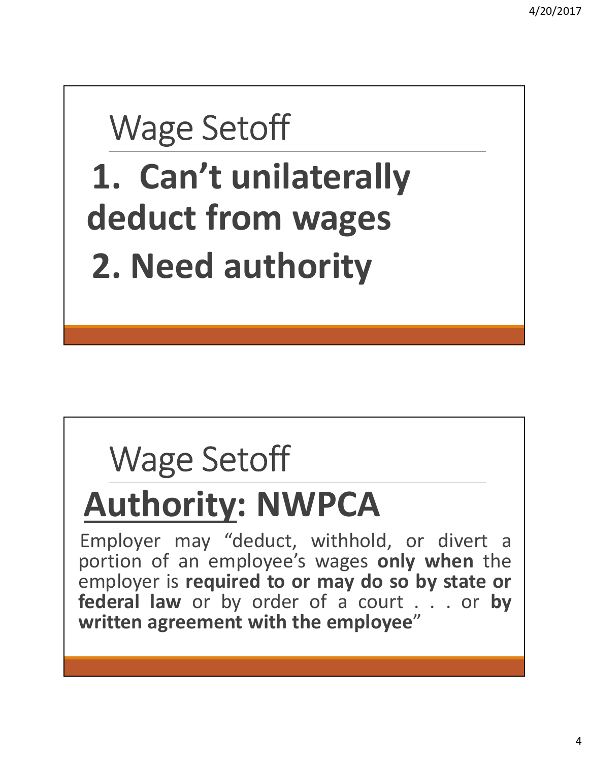## Wage Setoff

**1. Can't unilaterally deduct from wages**

**2. Need authority**

## Wage Setoff

# **Authority: NWPCA**

Employer may "deduct, withhold, or divert a portion of an employee's wages **only when** the employer is **required to or may do so by state or federal law** or by order of a court . . . or **by written agreement with the employee**"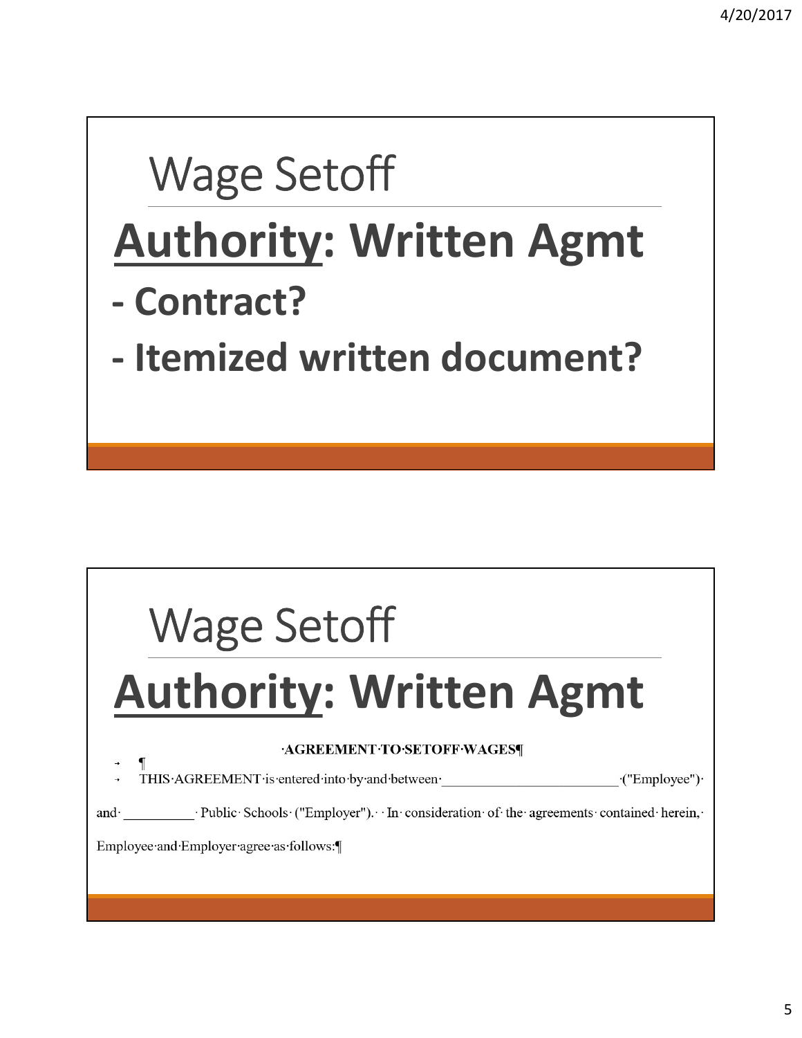## Wage Setoff

# Authority: Written Agmt

- **Contract?**
- **Itemized written document?**

## Wage Setoff

# Authority: Written Agmt

**AGREEMENT TO SETOFF WAGES**

THIS AGREEMENT is entered into by and between \_\_\_\_\_\_\_\_\_\_\_\_\_\_\_\_\_\_\_\_\_\_\_\_\_\_ ("Employee") and \_\_\_\_\_\_\_\_\_\_\_ Public Schools ("Employer"). In consideration of the agreements contained herein, Employee and Employer agree as follows: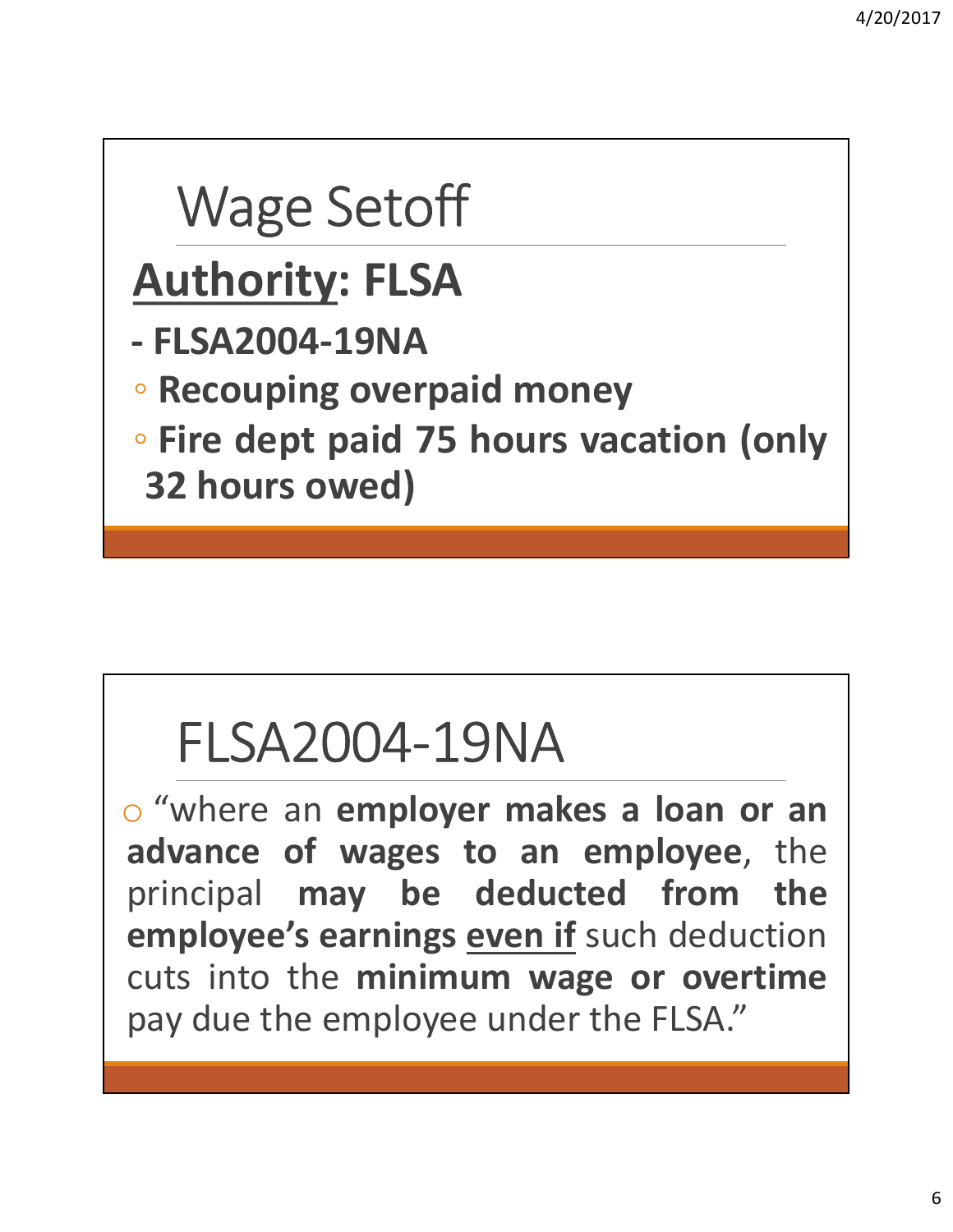# Wage Setoff

**<u>Authority</u>: FLSA**

**- FLSA2004-19NA**

- **Recouping overpaid money**
- **Fire dept paid 75 hours vacation (only 32 hours owed)**

# FLSA2004-19NA

- "where an **employer makes a loan or an advance of wages to an employee**, the principal **may be deducted from the employee's earnings** <u>**even if**</u> such deduction cuts into the **minimum wage or overtime** pay due the employee under the FLSA."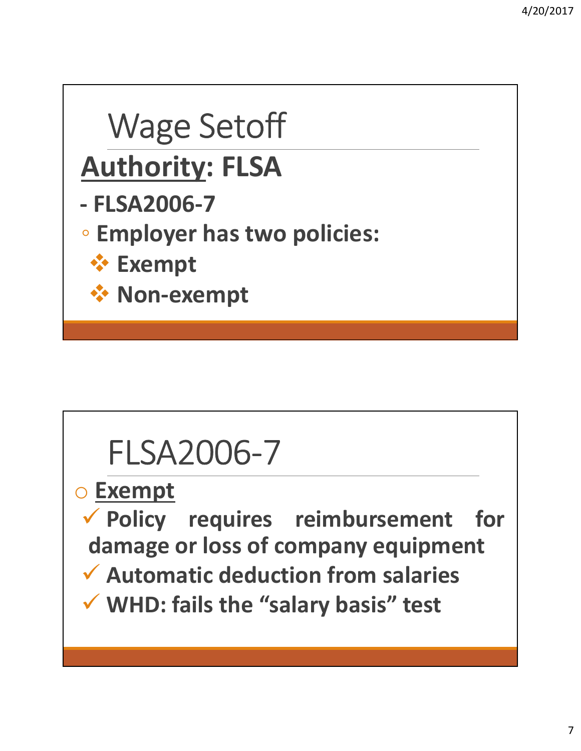# Wage Setoff

**Authority: FLSA**

**- FLSA2006-7**

- **Employer has two policies:**
  - **Exempt**
  - **Non-exempt**

# FLSA2006-7

- **Exempt**
  - ✓ **Policy requires reimbursement for damage or loss of company equipment**
  - ✓ **Automatic deduction from salaries**
  - ✓ **WHD: fails the "salary basis" test**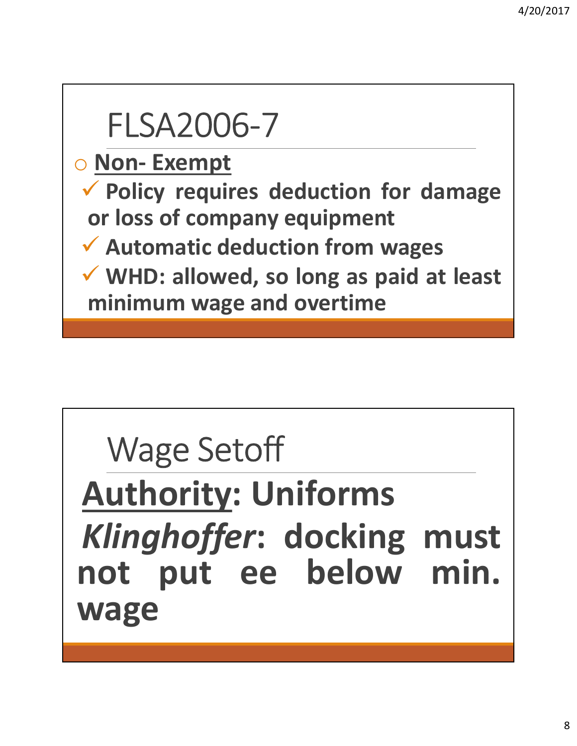# FLSA2006-7

- **Non- Exempt**
  - ✓ **Policy requires deduction for damage or loss of company equipment**
  - ✓ **Automatic deduction from wages**
  - ✓ **WHD: allowed, so long as paid at least minimum wage and overtime**

# Wage Setoff

**Authority: Uniforms**

***Klinghoffer*: docking must not put ee below min. wage**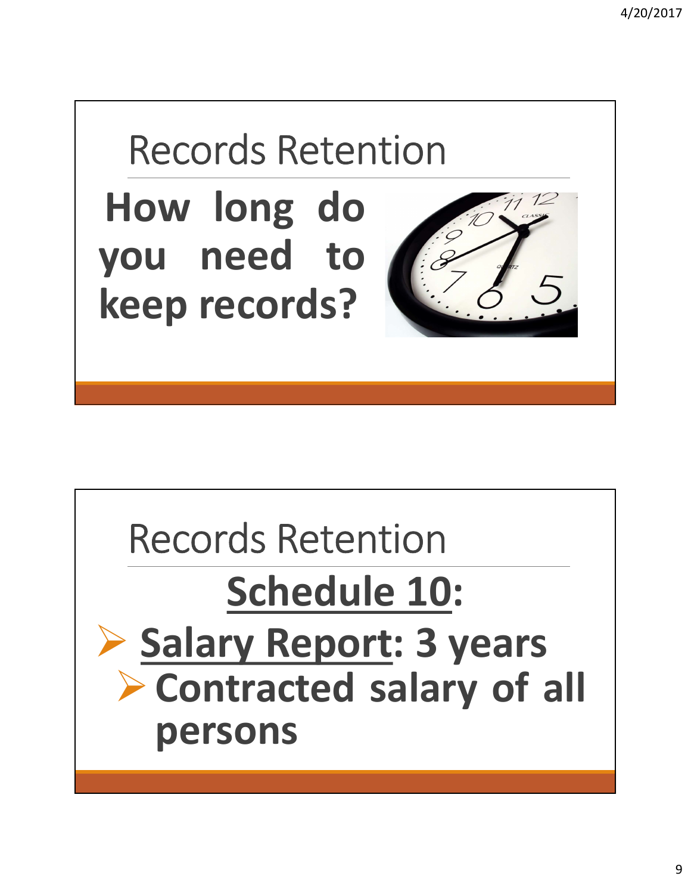## Records Retention

**How long do you need to keep records?**

## Records Retention

**<u>Schedule 10</u>:**

- **<u>Salary Report</u>: 3 years**
  - **Contracted salary of all persons**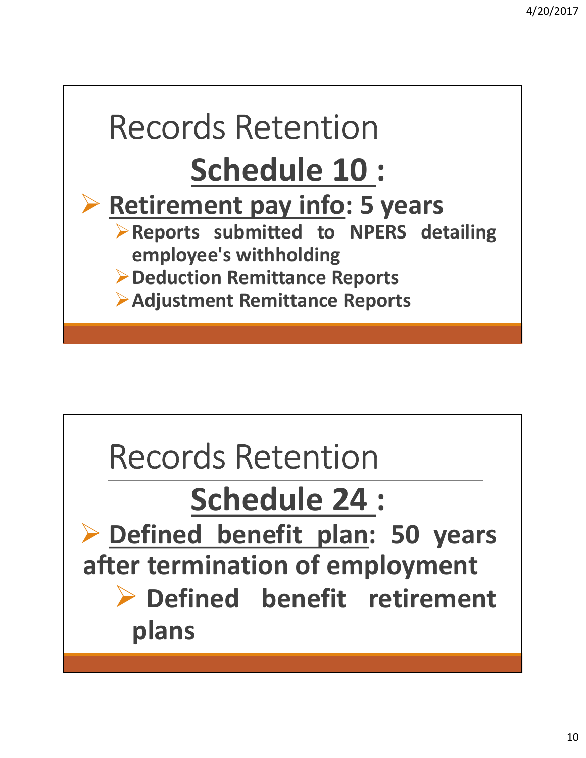# Records Retention

## Schedule 10 :

- **Retirement pay info: 5 years**
  - **Reports submitted to NPERS detailing employee's withholding**
  - **Deduction Remittance Reports**
  - **Adjustment Remittance Reports**

# Records Retention

## Schedule 24 :

- **Defined benefit plan: 50 years after termination of employment**
  - **Defined benefit retirement plans**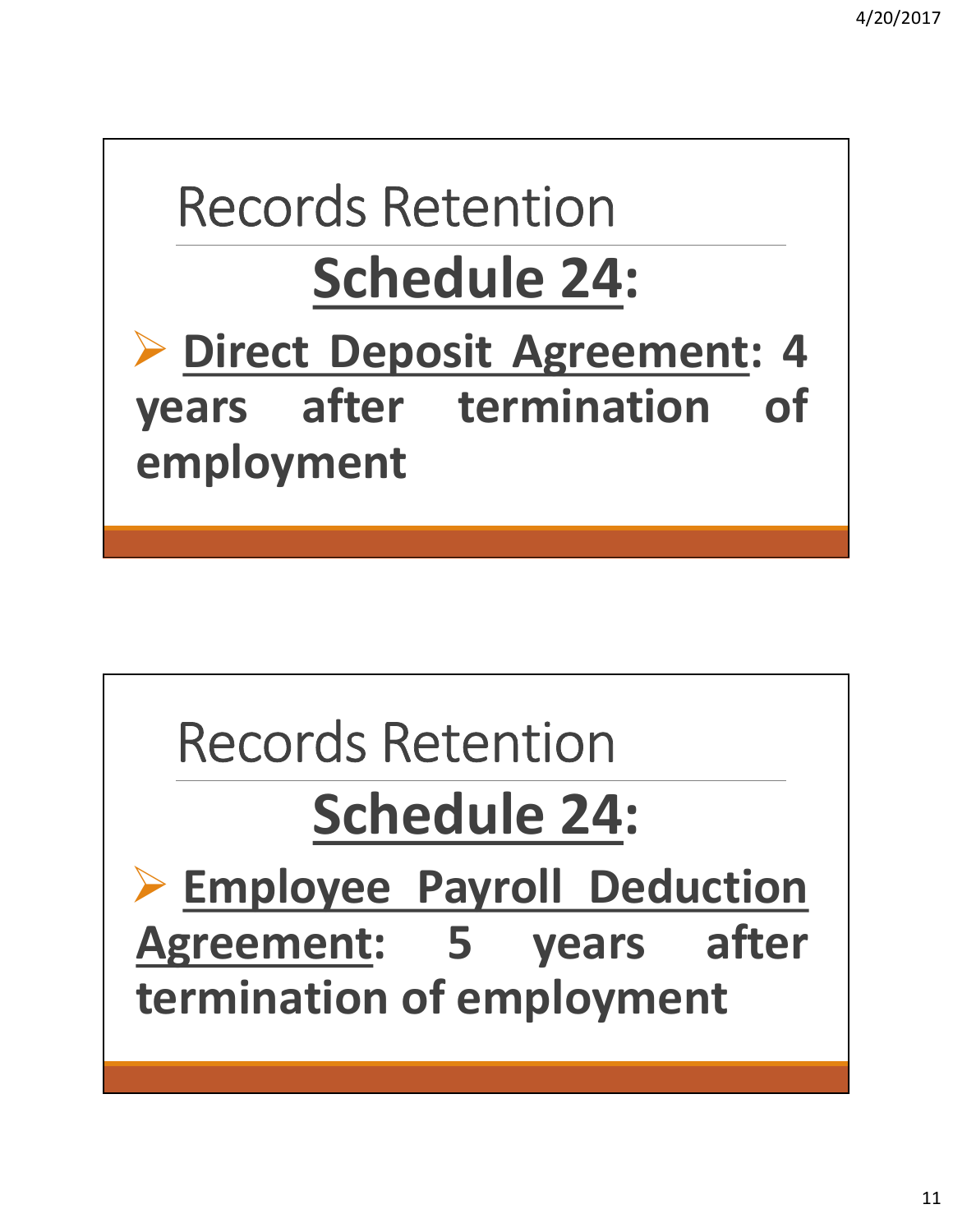## Records Retention

**Schedule 24:**

- **Direct Deposit Agreement: 4 years after termination of employment**

## Records Retention

**Schedule 24:**

- **Employee Payroll Deduction Agreement: 5 years after termination of employment**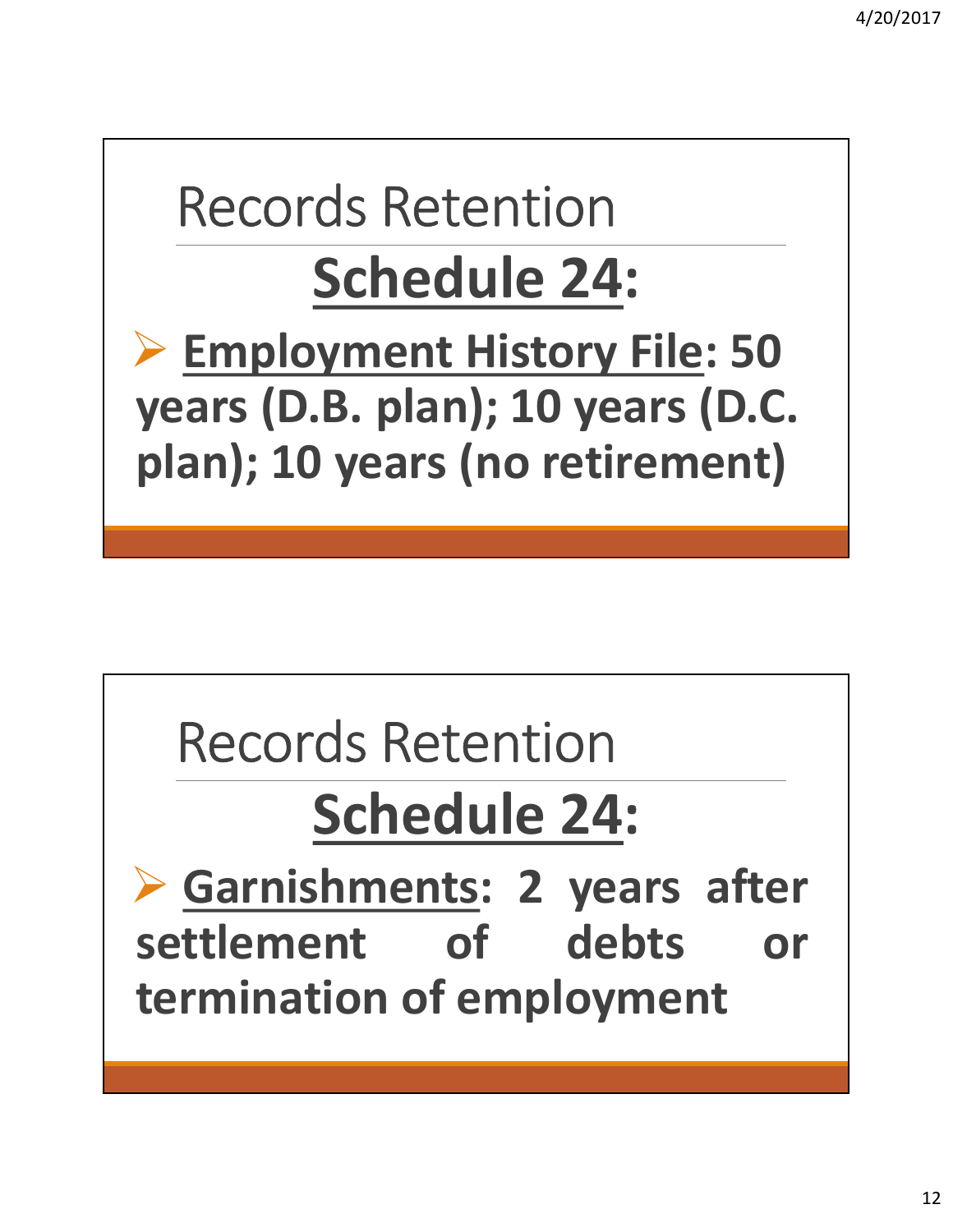## Records Retention

### Schedule 24:

- **Employment History File: 50 years (D.B. plan); 10 years (D.C. plan); 10 years (no retirement)**

## Records Retention

### Schedule 24:

- **Garnishments: 2 years after settlement of debts or termination of employment**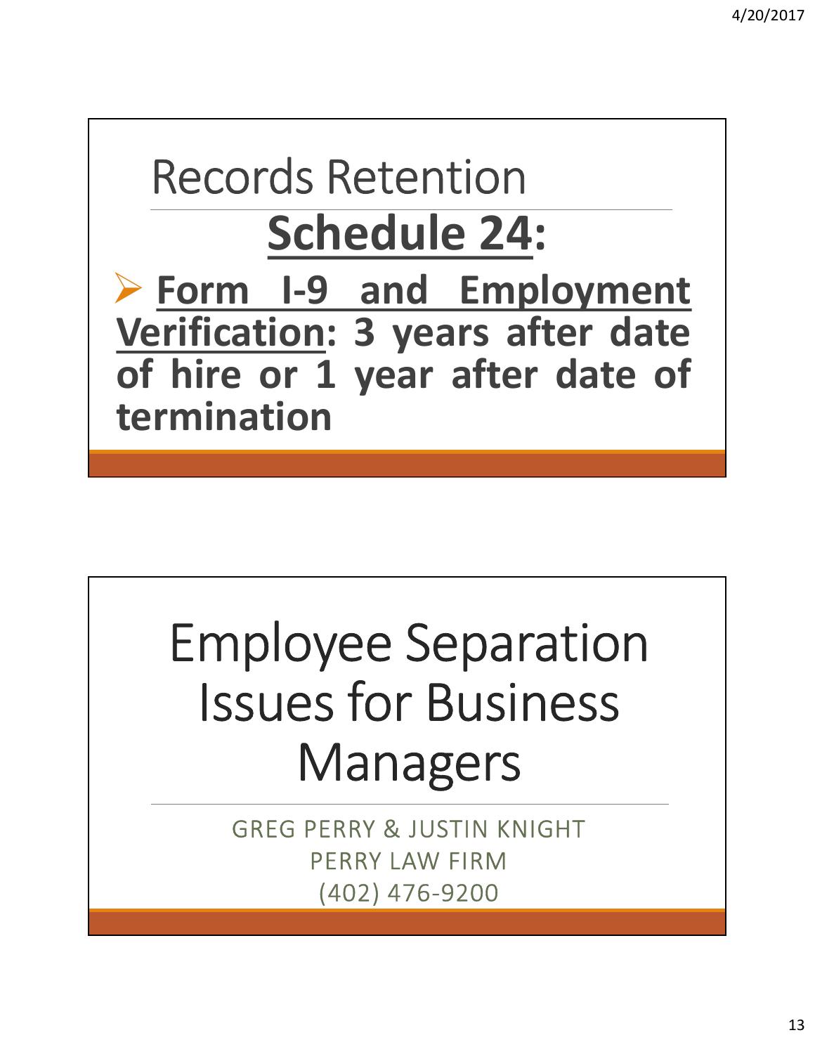# Records Retention

## Schedule 24:

- **Form I-9 and Employment Verification: 3 years after date of hire or 1 year after date of termination**

# Employee Separation Issues for Business Managers

GREG PERRY & JUSTIN KNIGHT

PERRY LAW FIRM

(402) 476-9200